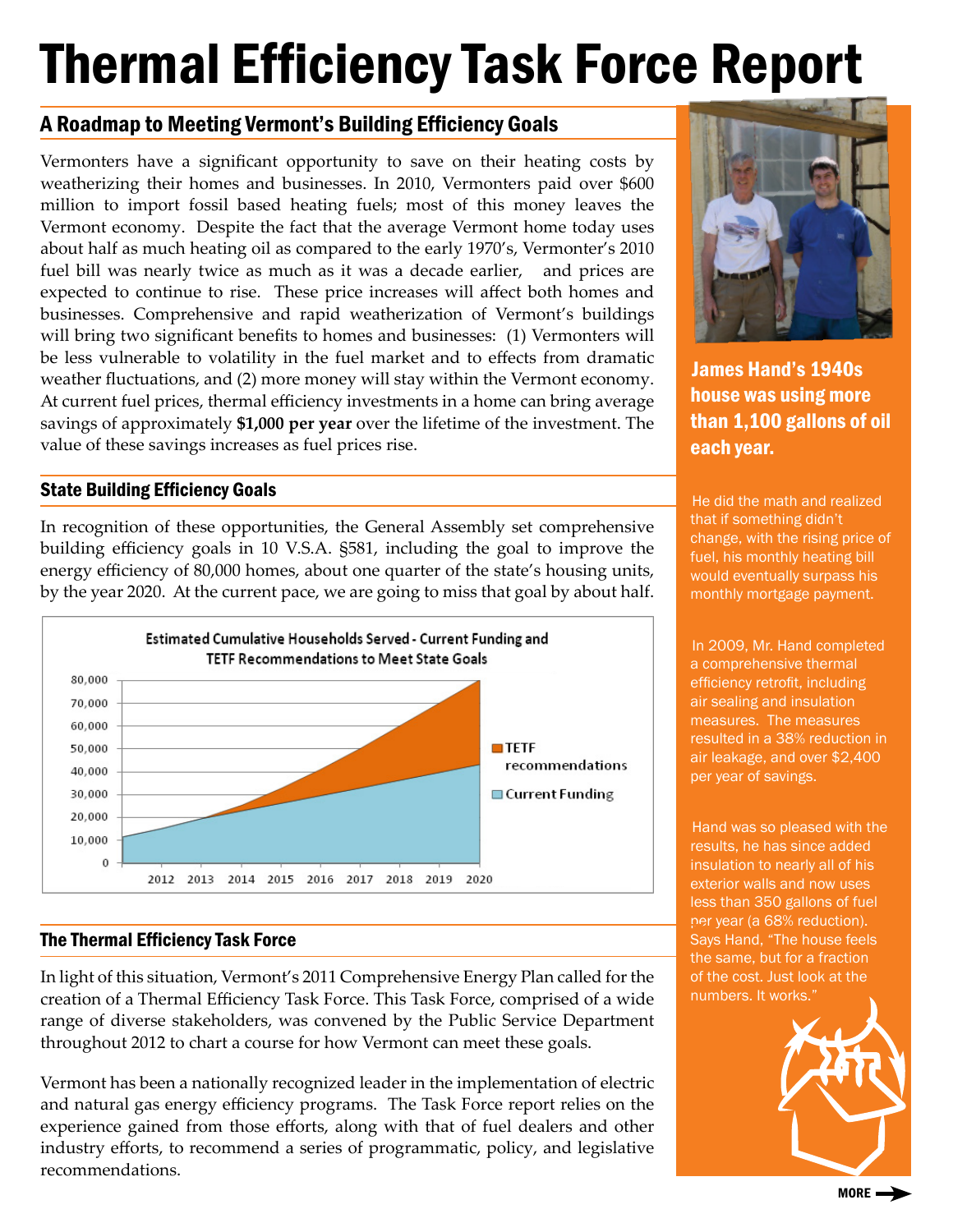# Thermal Efficiency Task Force Report

## A Roadmap to Meeting Vermont's Building Efficiency Goals

Vermonters have a significant opportunity to save on their heating costs by weatherizing their homes and businesses. In 2010, Vermonters paid over $600 million to import fossil based heating fuels; most of this money leaves the Vermont economy. Despite the fact that the average Vermont home today uses about half as much heating oil as compared to the early 1970's, Vermonter's 2010 fuel bill was nearly twice as much as it was a decade earlier, and prices are expected to continue to rise. These price increases will affect both homes and businesses. Comprehensive and rapid weatherization of Vermont's buildings will bring two significant benefits to homes and businesses: (1) Vermonters will be less vulnerable to volatility in the fuel market and to effects from dramatic weather fluctuations, and (2) more money will stay within the Vermont economy. At current fuel prices, thermal efficiency investments in a home can bring average savings of approximately **$1,000 per year** over the lifetime of the investment. The value of these savings increases as fuel prices rise.

## State Building Efficiency Goals

In recognition of these opportunities, the General Assembly set comprehensive building efficiency goals in 10 V.S.A. §581, including the goal to improve the energy efficiency of 80,000 homes, about one quarter of the state's housing units, by the year 2020. At the current pace, we are going to miss that goal by about half.

**Estimated Cumulative Households Served - Current Funding and TETF Recommendations to Meet State Goals**

(Chart: y-axis 0 to 80,000; x-axis 2012–2020; series: TETF recommendations, Current Funding)

## The Thermal Efficiency Task Force

In light of this situation, Vermont's 2011 Comprehensive Energy Plan called for the creation of a Thermal Efficiency Task Force. This Task Force, comprised of a wide range of diverse stakeholders, was convened by the Public Service Department throughout 2012 to chart a course for how Vermont can meet these goals.

Vermont has been a nationally recognized leader in the implementation of electric and natural gas energy efficiency programs. The Task Force report relies on the experience gained from those efforts, along with that of fuel dealers and other industry efforts, to recommend a series of programmatic, policy, and legislative recommendations.

**James Hand's 1940s house was using more than 1,100 gallons of oil each year.**

He did the math and realized that if something didn't change, with the rising price of fuel, his monthly heating bill would eventually surpass his monthly mortgage payment.

In 2009, Mr. Hand completed a comprehensive thermal efficiency retrofit, including air sealing and insulation measures. The measures resulted in a 38% reduction in air leakage, and over $2,400 per year of savings.

Hand was so pleased with the results, he has since added insulation to nearly all of his exterior walls and now uses less than 350 gallons of fuel per year (a 68% reduction). Says Hand, "The house feels the same, but for a fraction of the cost. Just look at the numbers. It works."

MORE →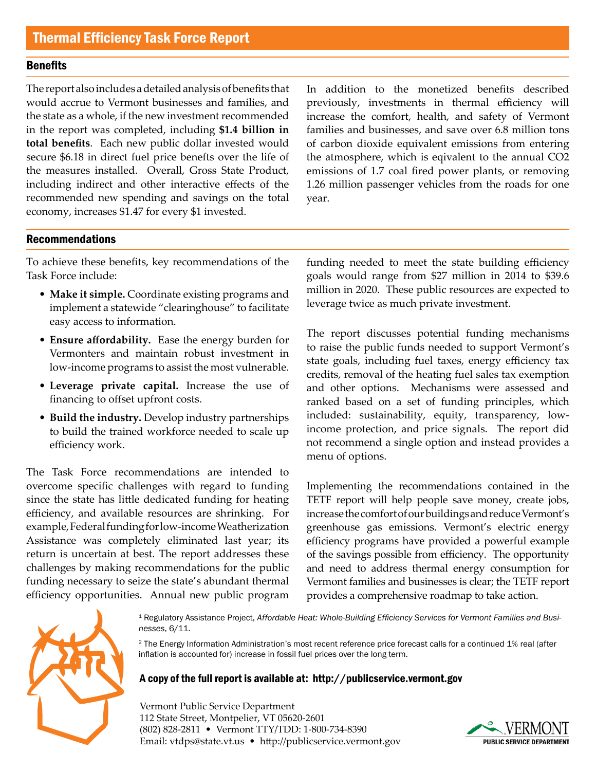# Thermal Efficiency Task Force Report

## Benefits

The report also includes a detailed analysis of benefits that would accrue to Vermont businesses and families, and the state as a whole, if the new investment recommended in the report was completed, including **$1.4 billion in total benefits**. Each new public dollar invested would secure $6.18 in direct fuel price benefits over the life of the measures installed. Overall, Gross State Product, including indirect and other interactive effects of the recommended new spending and savings on the total economy, increases $1.47 for every $1 invested.

In addition to the monetized benefits described previously, investments in thermal efficiency will increase the comfort, health, and safety of Vermont families and businesses, and save over 6.8 million tons of carbon dioxide equivalent emissions from entering the atmosphere, which is eqivalent to the annual $CO_2$ emissions of 1.7 coal fired power plants, or removing 1.26 million passenger vehicles from the roads for one year.

## Recommendations

To achieve these benefits, key recommendations of the Task Force include:

- **Make it simple.** Coordinate existing programs and implement a statewide "clearinghouse" to facilitate easy access to information.
- **Ensure affordability.** Ease the energy burden for Vermonters and maintain robust investment in low-income programs to assist the most vulnerable.
- **Leverage private capital.** Increase the use of financing to offset upfront costs.
- **Build the industry.** Develop industry partnerships to build the trained workforce needed to scale up efficiency work.

The Task Force recommendations are intended to overcome specific challenges with regard to funding since the state has little dedicated funding for heating efficiency, and available resources are shrinking. For example, Federal funding for low-income Weatherization Assistance was completely eliminated last year; its return is uncertain at best. The report addresses these challenges by making recommendations for the public funding necessary to seize the state's abundant thermal efficiency opportunities. Annual new public program funding needed to meet the state building efficiency goals would range from $27 million in 2014 to $39.6 million in 2020. These public resources are expected to leverage twice as much private investment.

The report discusses potential funding mechanisms to raise the public funds needed to support Vermont's state goals, including fuel taxes, energy efficiency tax credits, removal of the heating fuel sales tax exemption and other options. Mechanisms were assessed and ranked based on a set of funding principles, which included: sustainability, equity, transparency, low-income protection, and price signals. The report did not recommend a single option and instead provides a menu of options.

Implementing the recommendations contained in the TETF report will help people save money, create jobs, increase the comfort of our buildings and reduce Vermont's greenhouse gas emissions. Vermont's electric energy efficiency programs have provided a powerful example of the savings possible from efficiency. The opportunity and need to address thermal energy consumption for Vermont families and businesses is clear; the TETF report provides a comprehensive roadmap to take action.

[1] Regulatory Assistance Project, *Affordable Heat: Whole-Building Efficiency Services for Vermont Families and Businesses*, 6/11.

[2] The Energy Information Administration's most recent reference price forecast calls for a continued 1% real (after inflation is accounted for) increase in fossil fuel prices over the long term.

**A copy of the full report is available at: http://publicservice.vermont.gov**

Vermont Public Service Department
112 State Street, Montpelier, VT 05620-2601
(802) 828-2811 • Vermont TTY/TDD: 1-800-734-8390
Email: vtdps@state.vt.us • http://publicservice.vermont.gov

VERMONT PUBLIC SERVICE DEPARTMENT